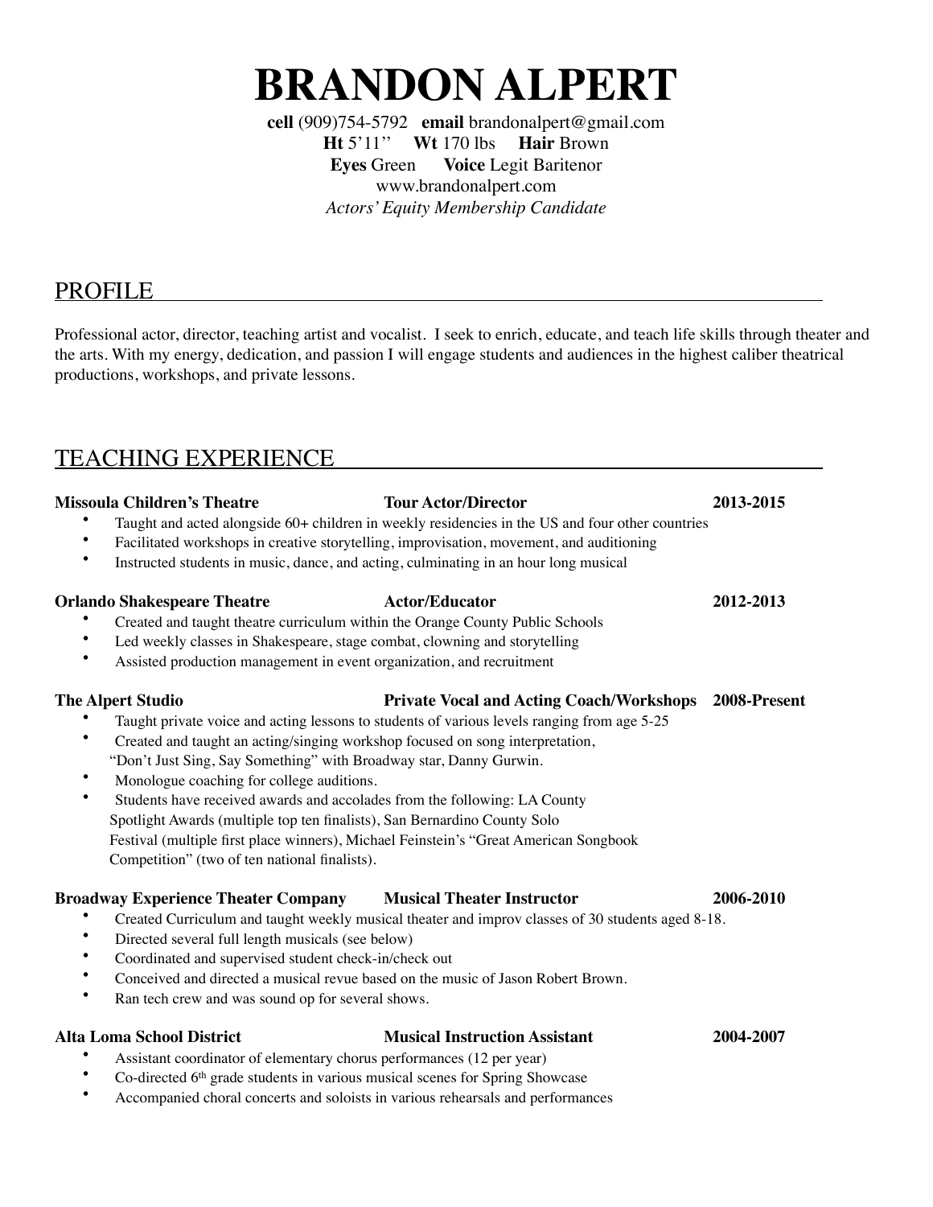# BRANDON ALPERT

**cell** (909)754-5792 **email** brandonalpert@gmail.com
**Ht** 5'11" **Wt** 170 lbs **Hair** Brown
**Eyes** Green **Voice** Legit Baritenor
www.brandonalpert.com
*Actors' Equity Membership Candidate*

## PROFILE

Professional actor, director, teaching artist and vocalist. I seek to enrich, educate, and teach life skills through theater and the arts. With my energy, dedication, and passion I will engage students and audiences in the highest caliber theatrical productions, workshops, and private lessons.

## TEACHING EXPERIENCE

**Missoula Children's Theatre** — **Tour Actor/Director** — **2013-2015**

- Taught and acted alongside 60+ children in weekly residencies in the US and four other countries
- Facilitated workshops in creative storytelling, improvisation, movement, and auditioning
- Instructed students in music, dance, and acting, culminating in an hour long musical

**Orlando Shakespeare Theatre** — **Actor/Educator** — **2012-2013**

- Created and taught theatre curriculum within the Orange County Public Schools
- Led weekly classes in Shakespeare, stage combat, clowning and storytelling
- Assisted production management in event organization, and recruitment

**The Alpert Studio** — **Private Vocal and Acting Coach/Workshops** — **2008-Present**

- Taught private voice and acting lessons to students of various levels ranging from age 5-25
- Created and taught an acting/singing workshop focused on song interpretation, "Don't Just Sing, Say Something" with Broadway star, Danny Gurwin.
- Monologue coaching for college auditions.
- Students have received awards and accolades from the following: LA County Spotlight Awards (multiple top ten finalists), San Bernardino County Solo Festival (multiple first place winners), Michael Feinstein's "Great American Songbook Competition" (two of ten national finalists).

**Broadway Experience Theater Company** — **Musical Theater Instructor** — **2006-2010**

- Created Curriculum and taught weekly musical theater and improv classes of 30 students aged 8-18.
- Directed several full length musicals (see below)
- Coordinated and supervised student check-in/check out
- Conceived and directed a musical revue based on the music of Jason Robert Brown.
- Ran tech crew and was sound op for several shows.

**Alta Loma School District** — **Musical Instruction Assistant** — **2004-2007**

- Assistant coordinator of elementary chorus performances (12 per year)
- Co-directed 6th grade students in various musical scenes for Spring Showcase
- Accompanied choral concerts and soloists in various rehearsals and performances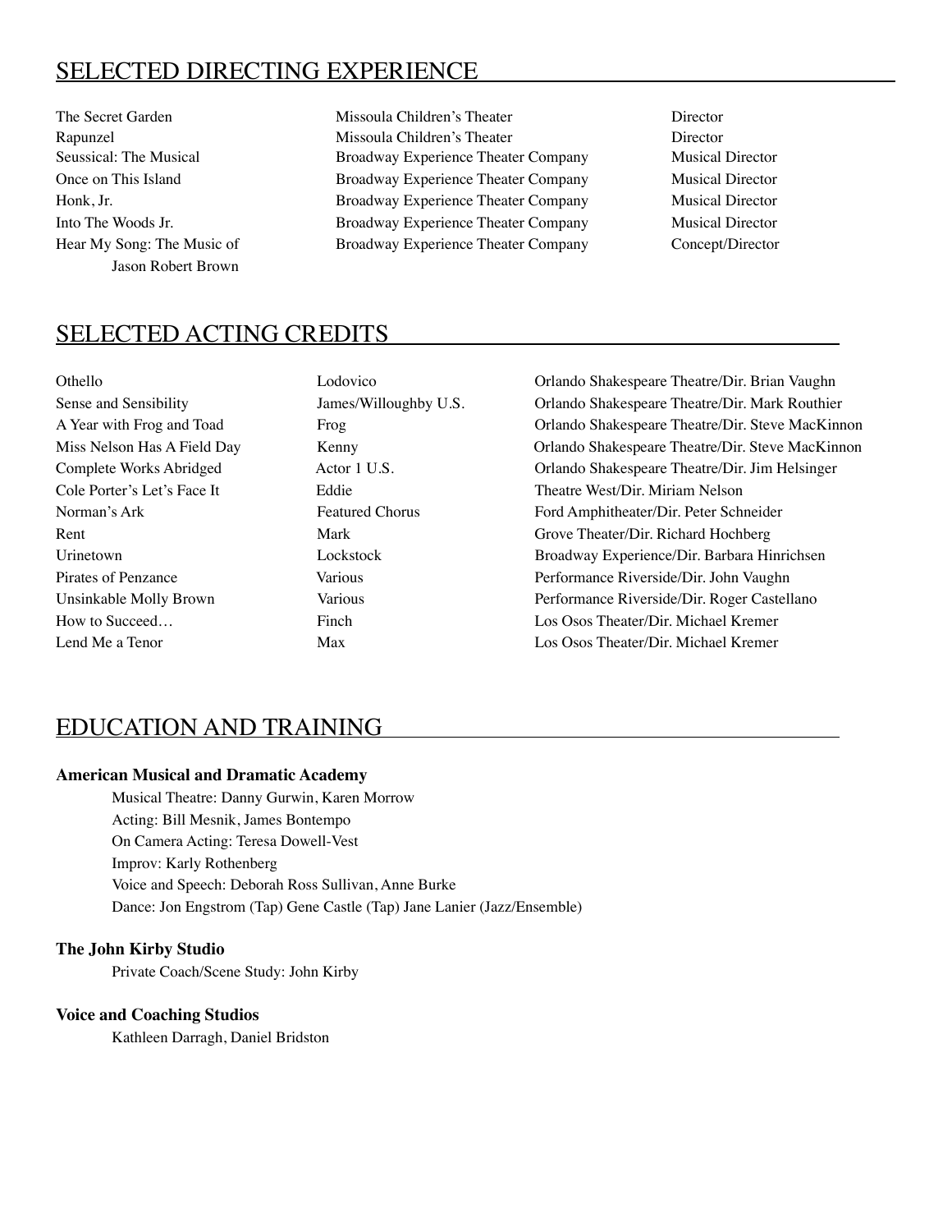## SELECTED DIRECTING EXPERIENCE

| | | |
|---|---|---|
| The Secret Garden | Missoula Children's Theater | Director |
| Rapunzel | Missoula Children's Theater | Director |
| Seussical: The Musical | Broadway Experience Theater Company | Musical Director |
| Once on This Island | Broadway Experience Theater Company | Musical Director |
| Honk, Jr. | Broadway Experience Theater Company | Musical Director |
| Into The Woods Jr. | Broadway Experience Theater Company | Musical Director |
| Hear My Song: The Music of Jason Robert Brown | Broadway Experience Theater Company | Concept/Director |

## SELECTED ACTING CREDITS

| | | |
|---|---|---|
| Othello | Lodovico | Orlando Shakespeare Theatre/Dir. Brian Vaughn |
| Sense and Sensibility | James/Willoughby U.S. | Orlando Shakespeare Theatre/Dir. Mark Routhier |
| A Year with Frog and Toad | Frog | Orlando Shakespeare Theatre/Dir. Steve MacKinnon |
| Miss Nelson Has A Field Day | Kenny | Orlando Shakespeare Theatre/Dir. Steve MacKinnon |
| Complete Works Abridged | Actor 1 U.S. | Orlando Shakespeare Theatre/Dir. Jim Helsinger |
| Cole Porter's Let's Face It | Eddie | Theatre West/Dir. Miriam Nelson |
| Norman's Ark | Featured Chorus | Ford Amphitheater/Dir. Peter Schneider |
| Rent | Mark | Grove Theater/Dir. Richard Hochberg |
| Urinetown | Lockstock | Broadway Experience/Dir. Barbara Hinrichsen |
| Pirates of Penzance | Various | Performance Riverside/Dir. John Vaughn |
| Unsinkable Molly Brown | Various | Performance Riverside/Dir. Roger Castellano |
| How to Succeed… | Finch | Los Osos Theater/Dir. Michael Kremer |
| Lend Me a Tenor | Max | Los Osos Theater/Dir. Michael Kremer |

## EDUCATION AND TRAINING

**American Musical and Dramatic Academy**

Musical Theatre: Danny Gurwin, Karen Morrow
Acting: Bill Mesnik, James Bontempo
On Camera Acting: Teresa Dowell-Vest
Improv: Karly Rothenberg
Voice and Speech: Deborah Ross Sullivan, Anne Burke
Dance: Jon Engstrom (Tap) Gene Castle (Tap) Jane Lanier (Jazz/Ensemble)

**The John Kirby Studio**

Private Coach/Scene Study: John Kirby

**Voice and Coaching Studios**

Kathleen Darragh, Daniel Bridston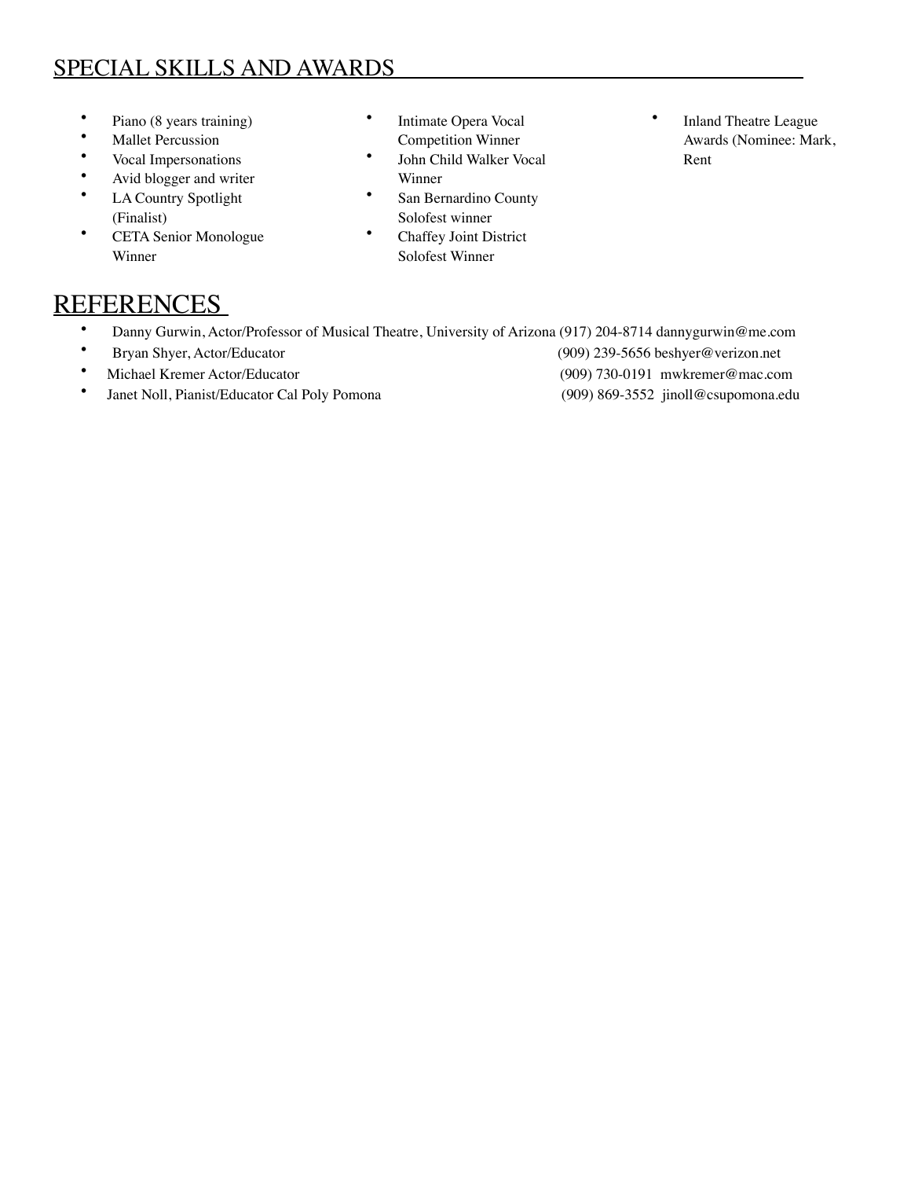## SPECIAL SKILLS AND AWARDS

- Piano (8 years training)
- Mallet Percussion
- Vocal Impersonations
- Avid blogger and writer
- LA Country Spotlight (Finalist)
- CETA Senior Monologue Winner
- Intimate Opera Vocal Competition Winner
- John Child Walker Vocal Winner
- San Bernardino County Solofest winner
- Chaffey Joint District Solofest Winner
- Inland Theatre League Awards (Nominee: Mark, Rent

## REFERENCES

- Danny Gurwin, Actor/Professor of Musical Theatre, University of Arizona (917) 204-8714 dannygurwin@me.com
- Bryan Shyer, Actor/Educator (909) 239-5656 beshyer@verizon.net
- Michael Kremer Actor/Educator (909) 730-0191 mwkremer@mac.com
- Janet Noll, Pianist/Educator Cal Poly Pomona (909) 869-3552 jinoll@csupomona.edu